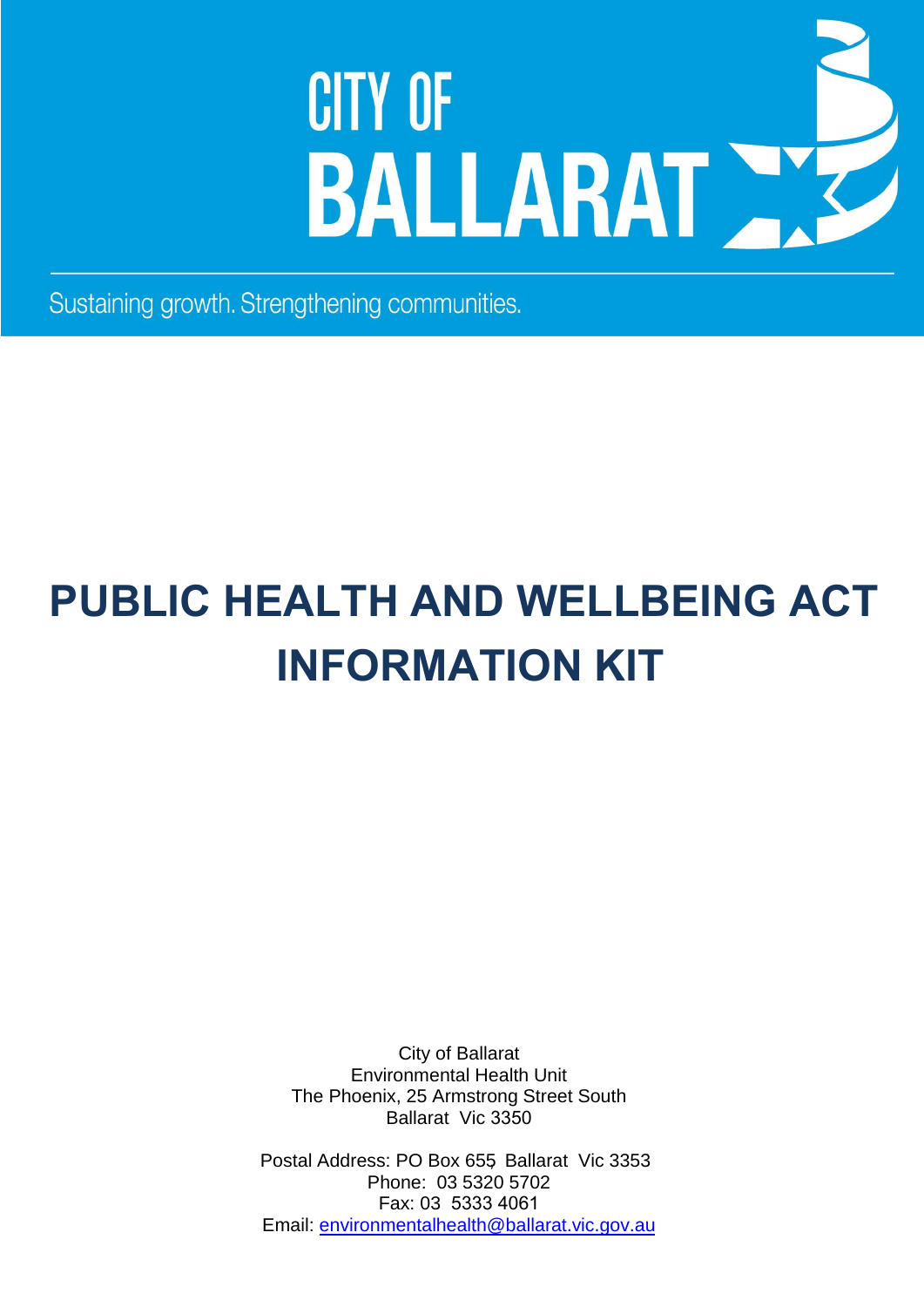CITY OF BALLARAT

Sustaining growth. Strengthening communities.

# PUBLIC HEALTH AND WELLBEING ACT INFORMATION KIT

City of Ballarat
Environmental Health Unit
The Phoenix, 25 Armstrong Street South
Ballarat Vic 3350

Postal Address: PO Box 655 Ballarat Vic 3353
Phone: 03 5320 5702
Fax: 03 5333 4061
Email: environmentalhealth@ballarat.vic.gov.au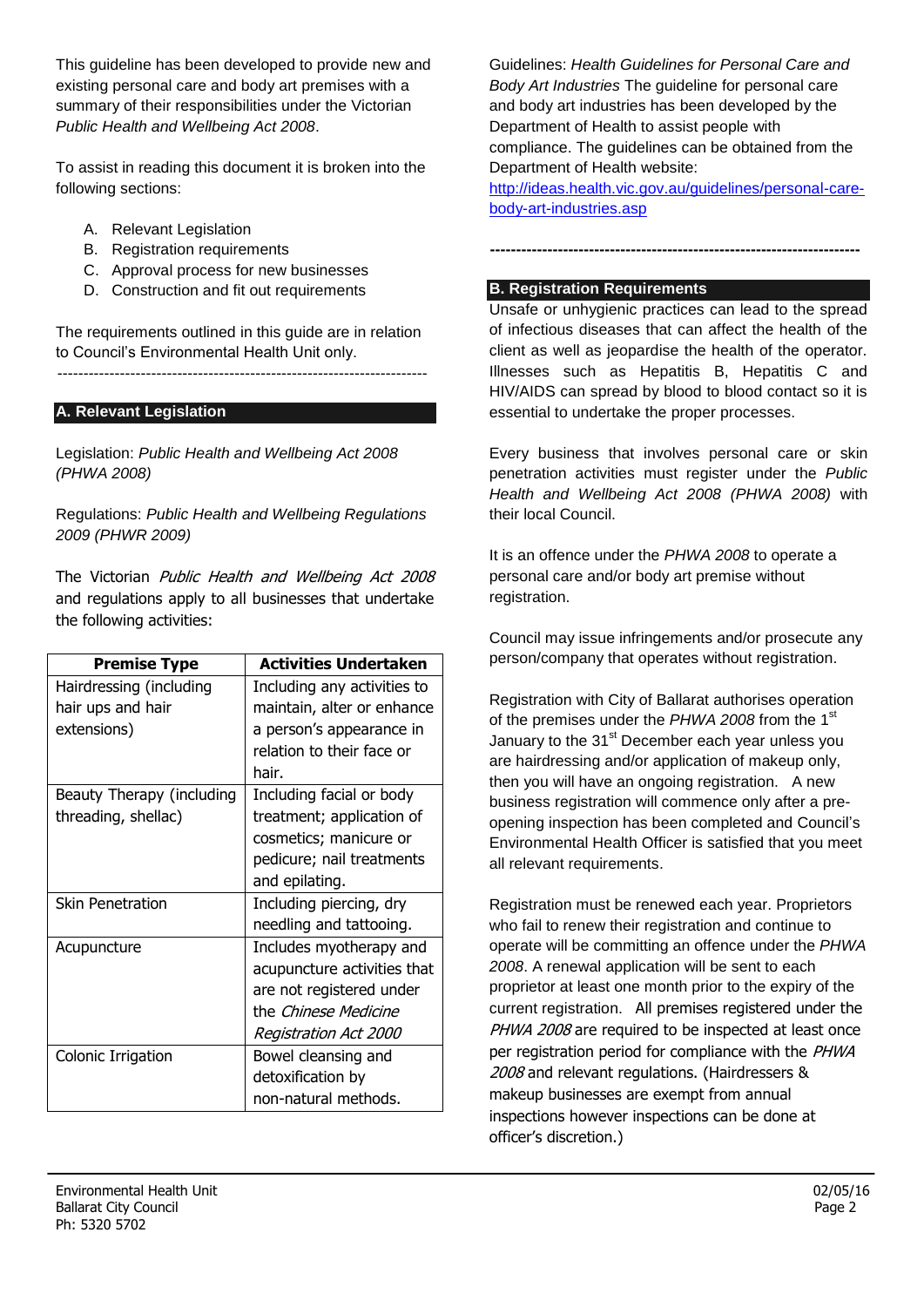This guideline has been developed to provide new and existing personal care and body art premises with a summary of their responsibilities under the Victorian *Public Health and Wellbeing Act 2008*.

To assist in reading this document it is broken into the following sections:

A. Relevant Legislation
B. Registration requirements
C. Approval process for new businesses
D. Construction and fit out requirements

The requirements outlined in this guide are in relation to Council's Environmental Health Unit only.

---

## A. Relevant Legislation

Legislation: *Public Health and Wellbeing Act 2008 (PHWA 2008)*

Regulations: *Public Health and Wellbeing Regulations 2009 (PHWR 2009)*

The Victorian *Public Health and Wellbeing Act 2008* and regulations apply to all businesses that undertake the following activities:

| Premise Type | Activities Undertaken |
|---|---|
| Hairdressing (including hair ups and hair extensions) | Including any activities to maintain, alter or enhance a person's appearance in relation to their face or hair. |
| Beauty Therapy (including threading, shellac) | Including facial or body treatment; application of cosmetics; manicure or pedicure; nail treatments and epilating. |
| Skin Penetration | Including piercing, dry needling and tattooing. |
| Acupuncture | Includes myotherapy and acupuncture activities that are not registered under the *Chinese Medicine Registration Act 2000* |
| Colonic Irrigation | Bowel cleansing and detoxification by non-natural methods. |

Guidelines: *Health Guidelines for Personal Care and Body Art Industries* The guideline for personal care and body art industries has been developed by the Department of Health to assist people with compliance. The guidelines can be obtained from the Department of Health website: http://ideas.health.vic.gov.au/guidelines/personal-care-body-art-industries.asp

---

## B. Registration Requirements

Unsafe or unhygienic practices can lead to the spread of infectious diseases that can affect the health of the client as well as jeopardise the health of the operator. Illnesses such as Hepatitis B, Hepatitis C and HIV/AIDS can spread by blood to blood contact so it is essential to undertake the proper processes.

Every business that involves personal care or skin penetration activities must register under the *Public Health and Wellbeing Act 2008 (PHWA 2008)* with their local Council.

It is an offence under the *PHWA 2008* to operate a personal care and/or body art premise without registration.

Council may issue infringements and/or prosecute any person/company that operates without registration.

Registration with City of Ballarat authorises operation of the premises under the *PHWA 2008* from the 1st January to the 31st December each year unless you are hairdressing and/or application of makeup only, then you will have an ongoing registration. A new business registration will commence only after a pre-opening inspection has been completed and Council's Environmental Health Officer is satisfied that you meet all relevant requirements.

Registration must be renewed each year. Proprietors who fail to renew their registration and continue to operate will be committing an offence under the *PHWA 2008*. A renewal application will be sent to each proprietor at least one month prior to the expiry of the current registration. All premises registered under the *PHWA 2008* are required to be inspected at least once per registration period for compliance with the *PHWA 2008* and relevant regulations. (Hairdressers & makeup businesses are exempt from annual inspections however inspections can be done at officer's discretion.)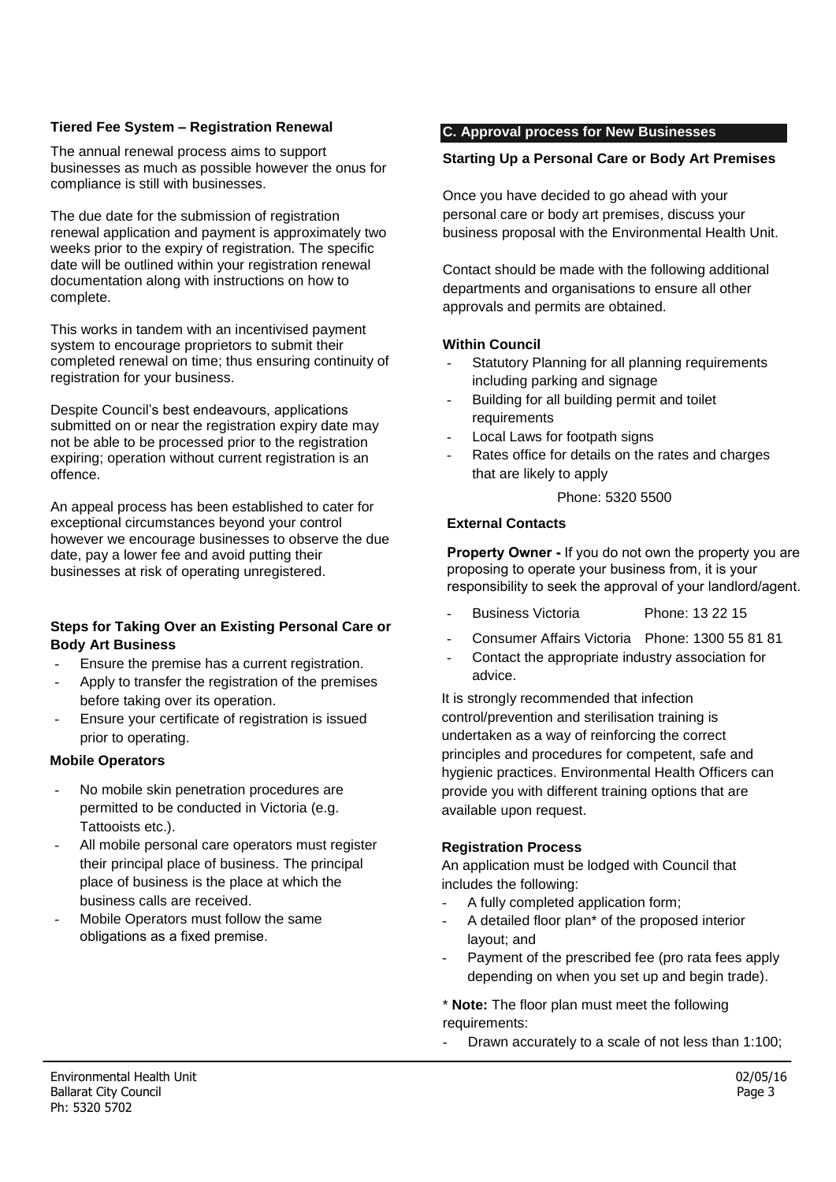### Tiered Fee System – Registration Renewal

The annual renewal process aims to support businesses as much as possible however the onus for compliance is still with businesses.

The due date for the submission of registration renewal application and payment is approximately two weeks prior to the expiry of registration. The specific date will be outlined within your registration renewal documentation along with instructions on how to complete.

This works in tandem with an incentivised payment system to encourage proprietors to submit their completed renewal on time; thus ensuring continuity of registration for your business.

Despite Council's best endeavours, applications submitted on or near the registration expiry date may not be able to be processed prior to the registration expiring; operation without current registration is an offence.

An appeal process has been established to cater for exceptional circumstances beyond your control however we encourage businesses to observe the due date, pay a lower fee and avoid putting their businesses at risk of operating unregistered.

### Steps for Taking Over an Existing Personal Care or Body Art Business

- Ensure the premise has a current registration.
- Apply to transfer the registration of the premises before taking over its operation.
- Ensure your certificate of registration is issued prior to operating.

### Mobile Operators

- No mobile skin penetration procedures are permitted to be conducted in Victoria (e.g. Tattooists etc.).
- All mobile personal care operators must register their principal place of business. The principal place of business is the place at which the business calls are received.
- Mobile Operators must follow the same obligations as a fixed premise.

## C. Approval process for New Businesses

### Starting Up a Personal Care or Body Art Premises

Once you have decided to go ahead with your personal care or body art premises, discuss your business proposal with the Environmental Health Unit.

Contact should be made with the following additional departments and organisations to ensure all other approvals and permits are obtained.

### Within Council

- Statutory Planning for all planning requirements including parking and signage
- Building for all building permit and toilet requirements
- Local Laws for footpath signs
- Rates office for details on the rates and charges that are likely to apply

Phone: 5320 5500

### External Contacts

**Property Owner -** If you do not own the property you are proposing to operate your business from, it is your responsibility to seek the approval of your landlord/agent.

- Business Victoria Phone: 13 22 15
- Consumer Affairs Victoria Phone: 1300 55 81 81
- Contact the appropriate industry association for advice.

It is strongly recommended that infection control/prevention and sterilisation training is undertaken as a way of reinforcing the correct principles and procedures for competent, safe and hygienic practices. Environmental Health Officers can provide you with different training options that are available upon request.

### Registration Process

An application must be lodged with Council that includes the following:

- A fully completed application form;
- A detailed floor plan* of the proposed interior layout; and
- Payment of the prescribed fee (pro rata fees apply depending on when you set up and begin trade).

* **Note:** The floor plan must meet the following requirements:

- Drawn accurately to a scale of not less than 1:100;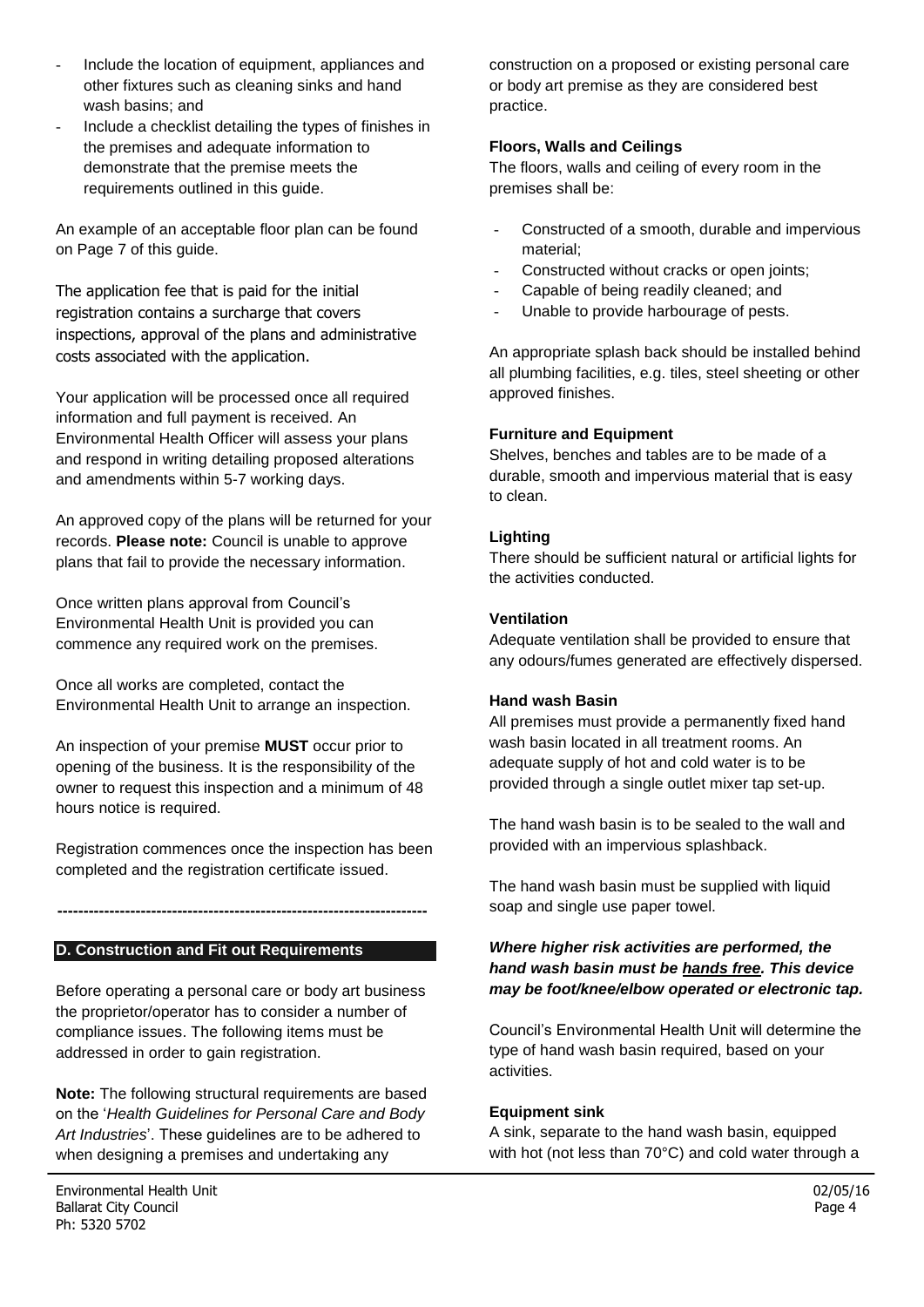- Include the location of equipment, appliances and other fixtures such as cleaning sinks and hand wash basins; and
- Include a checklist detailing the types of finishes in the premises and adequate information to demonstrate that the premise meets the requirements outlined in this guide.

An example of an acceptable floor plan can be found on Page 7 of this guide.

The application fee that is paid for the initial registration contains a surcharge that covers inspections, approval of the plans and administrative costs associated with the application.

Your application will be processed once all required information and full payment is received. An Environmental Health Officer will assess your plans and respond in writing detailing proposed alterations and amendments within 5-7 working days.

An approved copy of the plans will be returned for your records. **Please note:** Council is unable to approve plans that fail to provide the necessary information.

Once written plans approval from Council's Environmental Health Unit is provided you can commence any required work on the premises.

Once all works are completed, contact the Environmental Health Unit to arrange an inspection.

An inspection of your premise **MUST** occur prior to opening of the business. It is the responsibility of the owner to request this inspection and a minimum of 48 hours notice is required.

Registration commences once the inspection has been completed and the registration certificate issued.

---

## D. Construction and Fit out Requirements

Before operating a personal care or body art business the proprietor/operator has to consider a number of compliance issues. The following items must be addressed in order to gain registration.

**Note:** The following structural requirements are based on the '*Health Guidelines for Personal Care and Body Art Industries*'. These guidelines are to be adhered to when designing a premises and undertaking any construction on a proposed or existing personal care or body art premise as they are considered best practice.

### Floors, Walls and Ceilings

The floors, walls and ceiling of every room in the premises shall be:

- Constructed of a smooth, durable and impervious material;
- Constructed without cracks or open joints;
- Capable of being readily cleaned; and
- Unable to provide harbourage of pests.

An appropriate splash back should be installed behind all plumbing facilities, e.g. tiles, steel sheeting or other approved finishes.

### Furniture and Equipment

Shelves, benches and tables are to be made of a durable, smooth and impervious material that is easy to clean.

### Lighting

There should be sufficient natural or artificial lights for the activities conducted.

### Ventilation

Adequate ventilation shall be provided to ensure that any odours/fumes generated are effectively dispersed.

### Hand wash Basin

All premises must provide a permanently fixed hand wash basin located in all treatment rooms. An adequate supply of hot and cold water is to be provided through a single outlet mixer tap set-up.

The hand wash basin is to be sealed to the wall and provided with an impervious splashback.

The hand wash basin must be supplied with liquid soap and single use paper towel.

***Where higher risk activities are performed, the hand wash basin must be <u>hands free</u>. This device may be foot/knee/elbow operated or electronic tap.***

Council's Environmental Health Unit will determine the type of hand wash basin required, based on your activities.

### Equipment sink

A sink, separate to the hand wash basin, equipped with hot (not less than 70°C) and cold water through a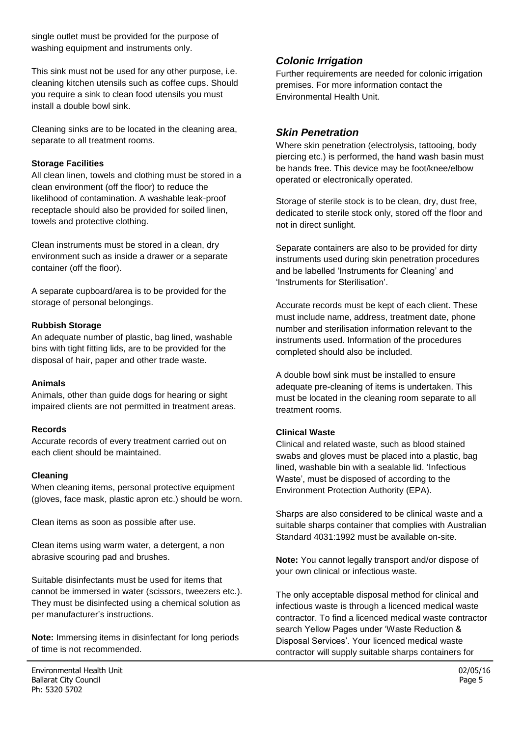single outlet must be provided for the purpose of washing equipment and instruments only.

This sink must not be used for any other purpose, i.e. cleaning kitchen utensils such as coffee cups. Should you require a sink to clean food utensils you must install a double bowl sink.

Cleaning sinks are to be located in the cleaning area, separate to all treatment rooms.

**Storage Facilities**

All clean linen, towels and clothing must be stored in a clean environment (off the floor) to reduce the likelihood of contamination. A washable leak-proof receptacle should also be provided for soiled linen, towels and protective clothing.

Clean instruments must be stored in a clean, dry environment such as inside a drawer or a separate container (off the floor).

A separate cupboard/area is to be provided for the storage of personal belongings.

**Rubbish Storage**

An adequate number of plastic, bag lined, washable bins with tight fitting lids, are to be provided for the disposal of hair, paper and other trade waste.

**Animals**

Animals, other than guide dogs for hearing or sight impaired clients are not permitted in treatment areas.

**Records**

Accurate records of every treatment carried out on each client should be maintained.

**Cleaning**

When cleaning items, personal protective equipment (gloves, face mask, plastic apron etc.) should be worn.

Clean items as soon as possible after use.

Clean items using warm water, a detergent, a non abrasive scouring pad and brushes.

Suitable disinfectants must be used for items that cannot be immersed in water (scissors, tweezers etc.). They must be disinfected using a chemical solution as per manufacturer's instructions.

**Note:** Immersing items in disinfectant for long periods of time is not recommended.

## *Colonic Irrigation*

Further requirements are needed for colonic irrigation premises. For more information contact the Environmental Health Unit.

## *Skin Penetration*

Where skin penetration (electrolysis, tattooing, body piercing etc.) is performed, the hand wash basin must be hands free. This device may be foot/knee/elbow operated or electronically operated.

Storage of sterile stock is to be clean, dry, dust free, dedicated to sterile stock only, stored off the floor and not in direct sunlight.

Separate containers are also to be provided for dirty instruments used during skin penetration procedures and be labelled 'Instruments for Cleaning' and 'Instruments for Sterilisation'.

Accurate records must be kept of each client. These must include name, address, treatment date, phone number and sterilisation information relevant to the instruments used. Information of the procedures completed should also be included.

A double bowl sink must be installed to ensure adequate pre-cleaning of items is undertaken. This must be located in the cleaning room separate to all treatment rooms.

**Clinical Waste**

Clinical and related waste, such as blood stained swabs and gloves must be placed into a plastic, bag lined, washable bin with a sealable lid. 'Infectious Waste', must be disposed of according to the Environment Protection Authority (EPA).

Sharps are also considered to be clinical waste and a suitable sharps container that complies with Australian Standard 4031:1992 must be available on-site.

**Note:** You cannot legally transport and/or dispose of your own clinical or infectious waste.

The only acceptable disposal method for clinical and infectious waste is through a licenced medical waste contractor. To find a licenced medical waste contractor search Yellow Pages under 'Waste Reduction & Disposal Services'. Your licenced medical waste contractor will supply suitable sharps containers for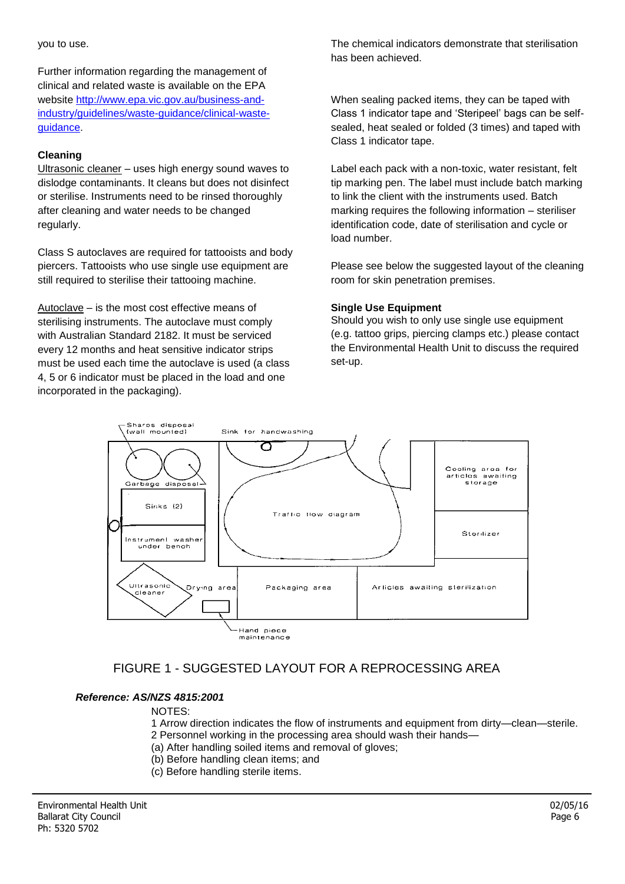you to use.

Further information regarding the management of clinical and related waste is available on the EPA website [http://www.epa.vic.gov.au/business-and-industry/guidelines/waste-guidance/clinical-waste-guidance](http://www.epa.vic.gov.au/business-and-industry/guidelines/waste-guidance/clinical-waste-guidance).

**Cleaning**

Ultrasonic cleaner – uses high energy sound waves to dislodge contaminants. It cleans but does not disinfect or sterilise. Instruments need to be rinsed thoroughly after cleaning and water needs to be changed regularly.

Class S autoclaves are required for tattooists and body piercers. Tattooists who use single use equipment are still required to sterilise their tattooing machine.

Autoclave – is the most cost effective means of sterilising instruments. The autoclave must comply with Australian Standard 2182. It must be serviced every 12 months and heat sensitive indicator strips must be used each time the autoclave is used (a class 4, 5 or 6 indicator must be placed in the load and one incorporated in the packaging).

The chemical indicators demonstrate that sterilisation has been achieved.

When sealing packed items, they can be taped with Class 1 indicator tape and 'Steripeel' bags can be self-sealed, heat sealed or folded (3 times) and taped with Class 1 indicator tape.

Label each pack with a non-toxic, water resistant, felt tip marking pen. The label must include batch marking to link the client with the instruments used. Batch marking requires the following information – steriliser identification code, date of sterilisation and cycle or load number.

Please see below the suggested layout of the cleaning room for skin penetration premises.

**Single Use Equipment**

Should you wish to only use single use equipment (e.g. tattoo grips, piercing clamps etc.) please contact the Environmental Health Unit to discuss the required set-up.

Sharps disposal (wall mounted) | Sink for handwashing | Garbage disposal | Sinks (2) | Instrument washer under bench | Traffic flow diagram | Cooling area for articles awaiting storage | Sterilizer | Ultrasonic cleaner | Drying area | Packaging area | Articles awaiting sterilization | Hand piece maintenance

FIGURE 1 - SUGGESTED LAYOUT FOR A REPROCESSING AREA

***Reference: AS/NZS 4815:2001***

NOTES:

1 Arrow direction indicates the flow of instruments and equipment from dirty—clean—sterile.

2 Personnel working in the processing area should wash their hands—

(a) After handling soiled items and removal of gloves;

(b) Before handling clean items; and

(c) Before handling sterile items.

Environmental Health Unit
Ballarat City Council
Ph: 5320 5702

02/05/16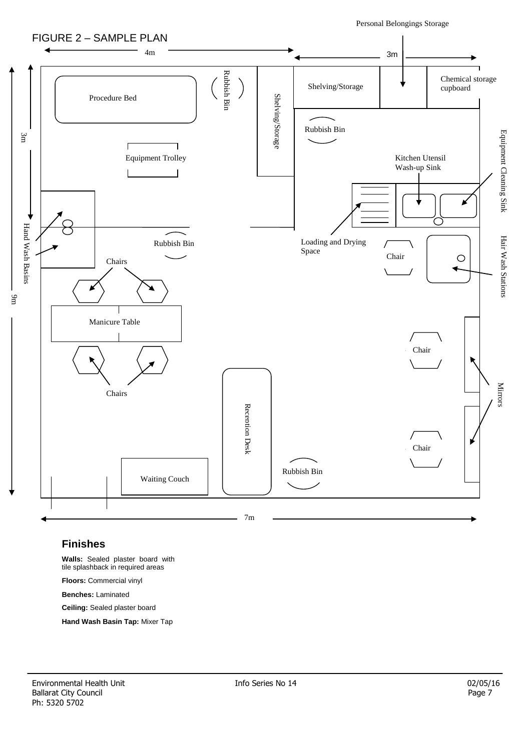FIGURE 2 – SAMPLE PLAN

Personal Belongings Storage

4m

3m

3m

9m

7m

Procedure Bed

Rubbish Bin

Shelving/Storage

Shelving/Storage

Chemical storage cupboard

Rubbish Bin

Equipment Trolley

Kitchen Utensil Wash-up Sink

Equipment Cleaning Sink

Hand Wash Basins

Rubbish Bin

Loading and Drying Space

Chair

Hair Wash Stations

Chairs

Manicure Table

Chair

Chairs

Mirrors

Reception Desk

Chair

Rubbish Bin

Waiting Couch

## Finishes

**Walls:** Sealed plaster board with tile splashback in required areas

**Floors:** Commercial vinyl

**Benches:** Laminated

**Ceiling:** Sealed plaster board

**Hand Wash Basin Tap:** Mixer Tap